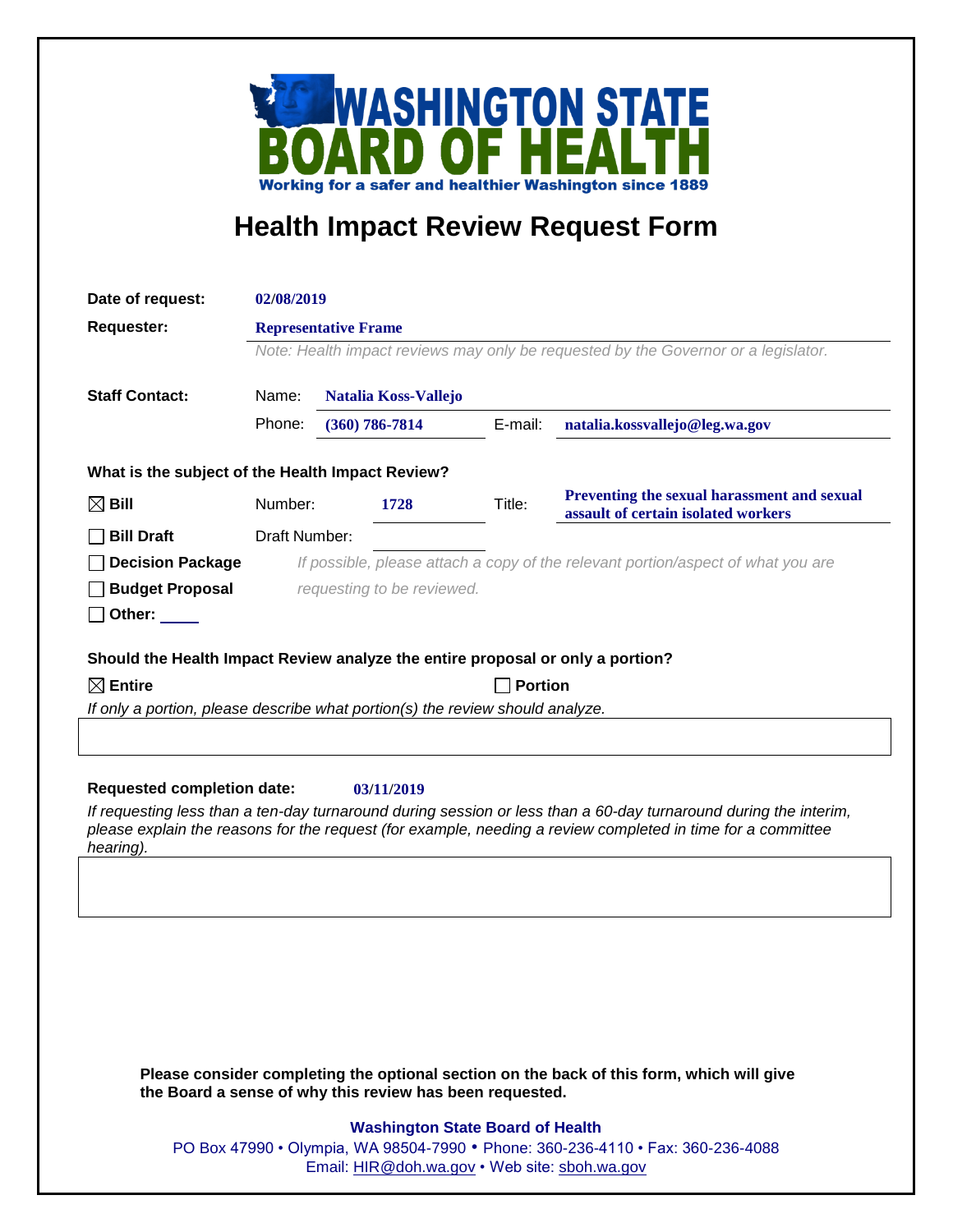**WASHINGTON STATE BOARD OF HEALTH**

**Working for a safer and healthier Washington since 1889**

# Health Impact Review Request Form

**Date of request:** 02/08/2019

**Requester:** Representative Frame

*Note: Health impact reviews may only be requested by the Governor or a legislator.*

**Staff Contact:**

Name: Natalia Koss-Vallejo

Phone: (360) 786-7814 E-mail: natalia.kossvallejo@leg.wa.gov

**What is the subject of the Health Impact Review?**

☒ **Bill** Number: 1728 Title: Preventing the sexual harassment and sexual assault of certain isolated workers

☐ **Bill Draft** Draft Number:

☐ **Decision Package** *If possible, please attach a copy of the relevant portion/aspect of what you are requesting to be reviewed.*

☐ **Budget Proposal**

☐ **Other:**

**Should the Health Impact Review analyze the entire proposal or only a portion?**

☒ **Entire** ☐ **Portion**

*If only a portion, please describe what portion(s) the review should analyze.*

**Requested completion date:** 03/11/2019

*If requesting less than a ten-day turnaround during session or less than a 60-day turnaround during the interim, please explain the reasons for the request (for example, needing a review completed in time for a committee hearing).*

**Please consider completing the optional section on the back of this form, which will give the Board a sense of why this review has been requested.**

**Washington State Board of Health**

PO Box 47990 • Olympia, WA 98504-7990 • Phone: 360-236-4110 • Fax: 360-236-4088

Email: HIR@doh.wa.gov • Web site: sboh.wa.gov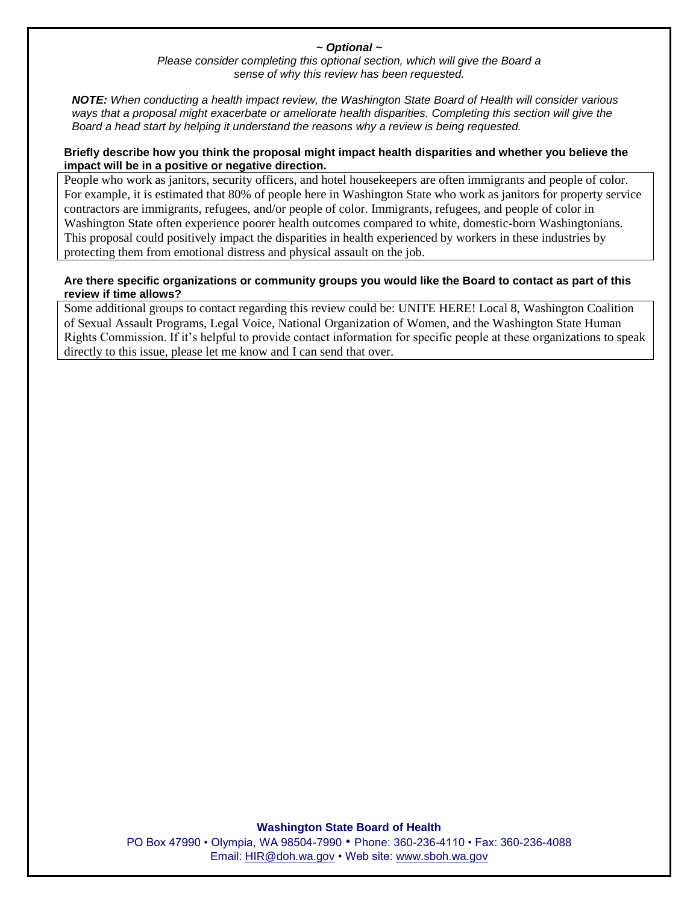***~ Optional ~***

*Please consider completing this optional section, which will give the Board a sense of why this review has been requested.*

***NOTE:*** *When conducting a health impact review, the Washington State Board of Health will consider various ways that a proposal might exacerbate or ameliorate health disparities. Completing this section will give the Board a head start by helping it understand the reasons why a review is being requested.*

**Briefly describe how you think the proposal might impact health disparities and whether you believe the impact will be in a positive or negative direction.**

People who work as janitors, security officers, and hotel housekeepers are often immigrants and people of color. For example, it is estimated that 80% of people here in Washington State who work as janitors for property service contractors are immigrants, refugees, and/or people of color. Immigrants, refugees, and people of color in Washington State often experience poorer health outcomes compared to white, domestic-born Washingtonians. This proposal could positively impact the disparities in health experienced by workers in these industries by protecting them from emotional distress and physical assault on the job.

**Are there specific organizations or community groups you would like the Board to contact as part of this review if time allows?**

Some additional groups to contact regarding this review could be: UNITE HERE! Local 8, Washington Coalition of Sexual Assault Programs, Legal Voice, National Organization of Women, and the Washington State Human Rights Commission. If it's helpful to provide contact information for specific people at these organizations to speak directly to this issue, please let me know and I can send that over.

**Washington State Board of Health**

PO Box 47990 • Olympia, WA 98504-7990 • Phone: 360-236-4110 • Fax: 360-236-4088
Email: HIR@doh.wa.gov • Web site: www.sboh.wa.gov